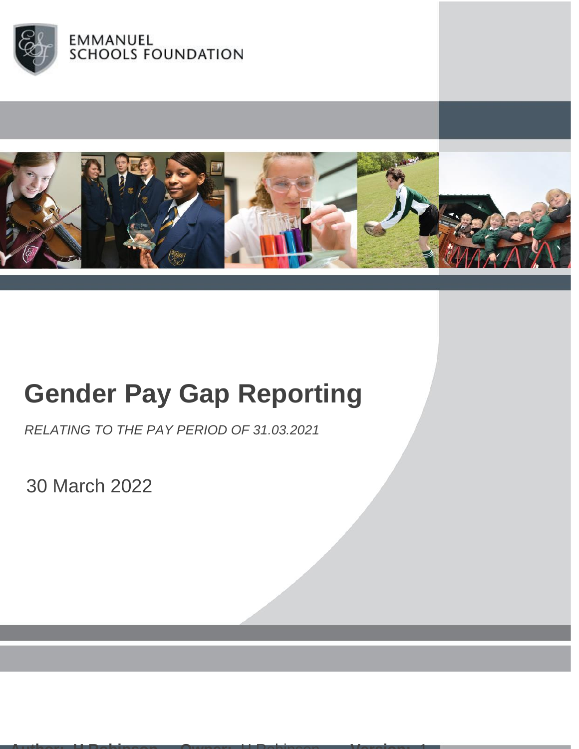EMMANUEL
SCHOOLS FOUNDATION

# Gender Pay Gap Reporting

*RELATING TO THE PAY PERIOD OF 31.03.2021*

30 March 2022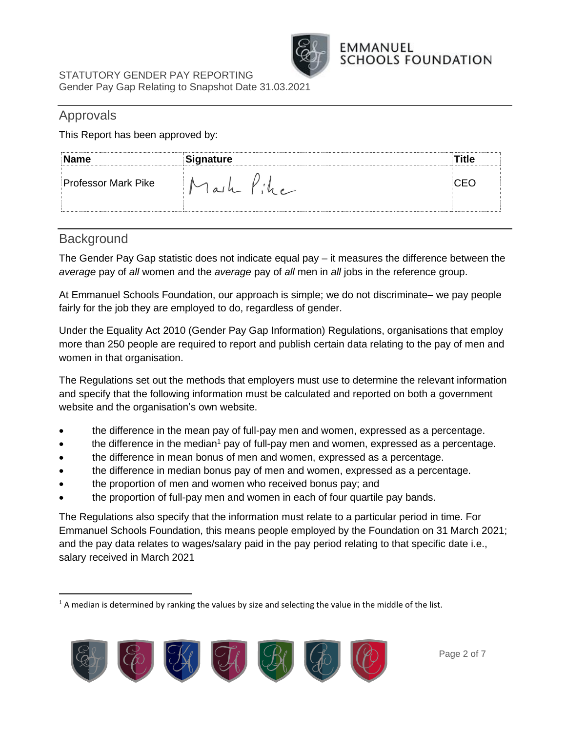STATUTORY GENDER PAY REPORTING
Gender Pay Gap Relating to Snapshot Date 31.03.2021

## Approvals

This Report has been approved by:

| Name | Signature | Title |
| --- | --- | --- |
| Professor Mark Pike | Mark Pike | CEO |

## Background

The Gender Pay Gap statistic does not indicate equal pay – it measures the difference between the *average* pay of *all* women and the *average* pay of *all* men in *all* jobs in the reference group.

At Emmanuel Schools Foundation, our approach is simple; we do not discriminate– we pay people fairly for the job they are employed to do, regardless of gender.

Under the Equality Act 2010 (Gender Pay Gap Information) Regulations, organisations that employ more than 250 people are required to report and publish certain data relating to the pay of men and women in that organisation.

The Regulations set out the methods that employers must use to determine the relevant information and specify that the following information must be calculated and reported on both a government website and the organisation's own website.

- the difference in the mean pay of full-pay men and women, expressed as a percentage.
- the difference in the median[1] pay of full-pay men and women, expressed as a percentage.
- the difference in mean bonus of men and women, expressed as a percentage.
- the difference in median bonus pay of men and women, expressed as a percentage.
- the proportion of men and women who received bonus pay; and
- the proportion of full-pay men and women in each of four quartile pay bands.

The Regulations also specify that the information must relate to a particular period in time. For Emmanuel Schools Foundation, this means people employed by the Foundation on 31 March 2021; and the pay data relates to wages/salary paid in the pay period relating to that specific date i.e., salary received in March 2021

[1] A median is determined by ranking the values by size and selecting the value in the middle of the list.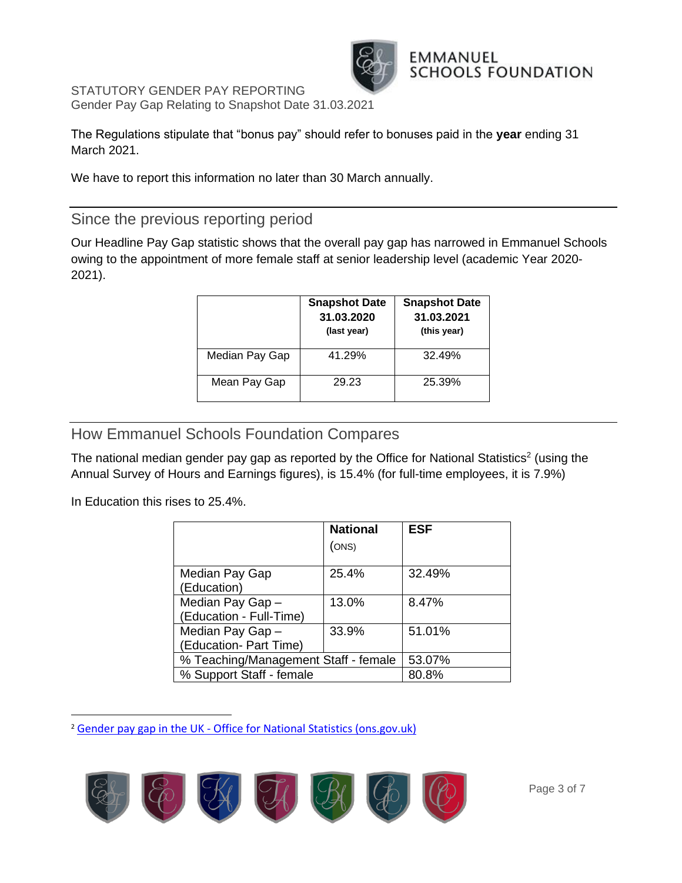STATUTORY GENDER PAY REPORTING
Gender Pay Gap Relating to Snapshot Date 31.03.2021

The Regulations stipulate that "bonus pay" should refer to bonuses paid in the **year** ending 31 March 2021.

We have to report this information no later than 30 March annually.

## Since the previous reporting period

Our Headline Pay Gap statistic shows that the overall pay gap has narrowed in Emmanuel Schools owing to the appointment of more female staff at senior leadership level (academic Year 2020-2021).

| | **Snapshot Date 31.03.2020** (last year) | **Snapshot Date 31.03.2021** (this year) |
|---|---|---|
| Median Pay Gap | 41.29% | 32.49% |
| Mean Pay Gap | 29.23 | 25.39% |

## How Emmanuel Schools Foundation Compares

The national median gender pay gap as reported by the Office for National Statistics[2] (using the Annual Survey of Hours and Earnings figures), is 15.4% (for full-time employees, it is 7.9%)

In Education this rises to 25.4%.

| | **National** (ONS) | **ESF** |
|---|---|---|
| Median Pay Gap (Education) | 25.4% | 32.49% |
| Median Pay Gap – (Education - Full-Time) | 13.0% | 8.47% |
| Median Pay Gap – (Education- Part Time) | 33.9% | 51.01% |
| % Teaching/Management Staff - female | | 53.07% |
| % Support Staff - female | | 80.8% |

[2] Gender pay gap in the UK - Office for National Statistics (ons.gov.uk)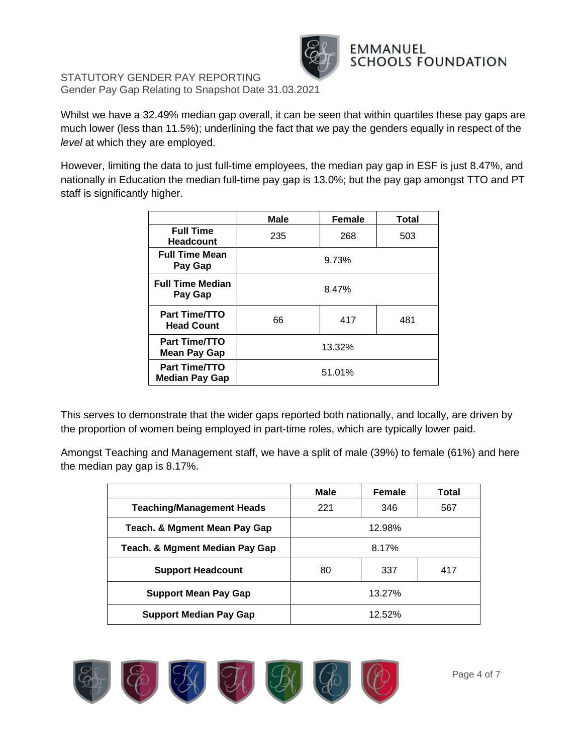Whilst we have a 32.49% median gap overall, it can be seen that within quartiles these pay gaps are much lower (less than 11.5%); underlining the fact that we pay the genders equally in respect of the *level* at which they are employed.

However, limiting the data to just full-time employees, the median pay gap in ESF is just 8.47%, and nationally in Education the median full-time pay gap is 13.0%; but the pay gap amongst TTO and PT staff is significantly higher.

| | Male | Female | Total |
|---|---|---|---|
| **Full Time Headcount** | 235 | 268 | 503 |
| **Full Time Mean Pay Gap** | 9.73% | | |
| **Full Time Median Pay Gap** | 8.47% | | |
| **Part Time/TTO Head Count** | 66 | 417 | 481 |
| **Part Time/TTO Mean Pay Gap** | 13.32% | | |
| **Part Time/TTO Median Pay Gap** | 51.01% | | |

This serves to demonstrate that the wider gaps reported both nationally, and locally, are driven by the proportion of women being employed in part-time roles, which are typically lower paid.

Amongst Teaching and Management staff, we have a split of male (39%) to female (61%) and here the median pay gap is 8.17%.

| | Male | Female | Total |
|---|---|---|---|
| **Teaching/Management Heads** | 221 | 346 | 567 |
| **Teach. & Mgment Mean Pay Gap** | 12.98% | | |
| **Teach. & Mgment Median Pay Gap** | 8.17% | | |
| **Support Headcount** | 80 | 337 | 417 |
| **Support Mean Pay Gap** | 13.27% | | |
| **Support Median Pay Gap** | 12.52% | | |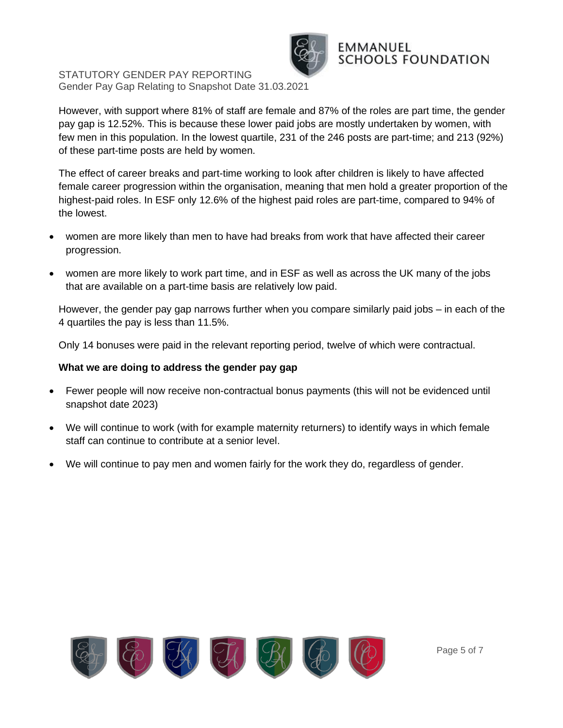However, with support where 81% of staff are female and 87% of the roles are part time, the gender pay gap is 12.52%. This is because these lower paid jobs are mostly undertaken by women, with few men in this population. In the lowest quartile, 231 of the 246 posts are part-time; and 213 (92%) of these part-time posts are held by women.

The effect of career breaks and part-time working to look after children is likely to have affected female career progression within the organisation, meaning that men hold a greater proportion of the highest-paid roles. In ESF only 12.6% of the highest paid roles are part-time, compared to 94% of the lowest.

- women are more likely than men to have had breaks from work that have affected their career progression.
- women are more likely to work part time, and in ESF as well as across the UK many of the jobs that are available on a part-time basis are relatively low paid.

However, the gender pay gap narrows further when you compare similarly paid jobs – in each of the 4 quartiles the pay is less than 11.5%.

Only 14 bonuses were paid in the relevant reporting period, twelve of which were contractual.

**What we are doing to address the gender pay gap**

- Fewer people will now receive non-contractual bonus payments (this will not be evidenced until snapshot date 2023)
- We will continue to work (with for example maternity returners) to identify ways in which female staff can continue to contribute at a senior level.
- We will continue to pay men and women fairly for the work they do, regardless of gender.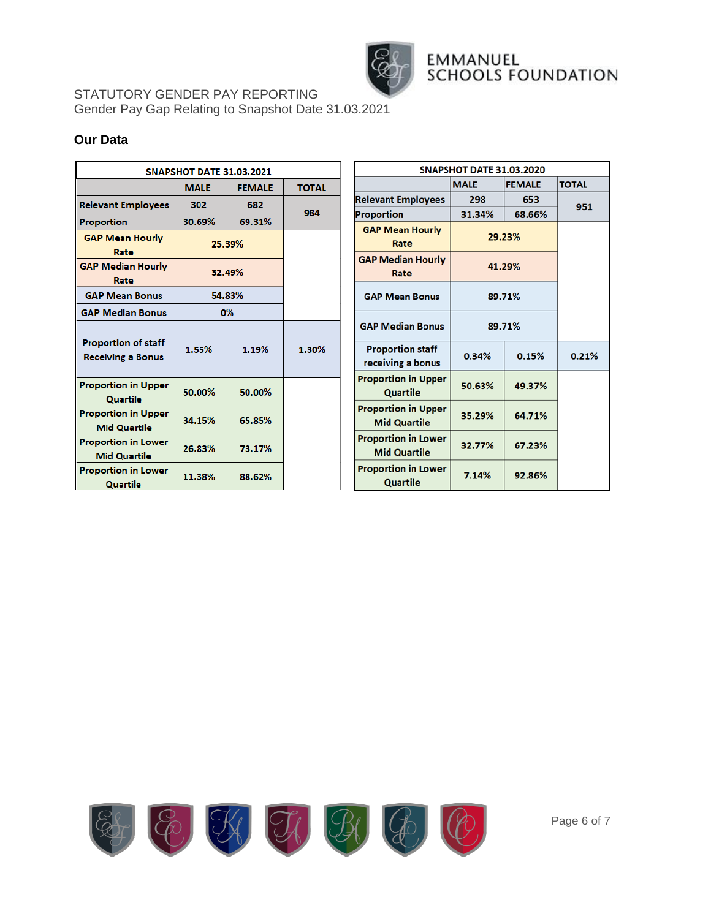EMMANUEL SCHOOLS FOUNDATION

STATUTORY GENDER PAY REPORTING

Gender Pay Gap Relating to Snapshot Date 31.03.2021

## Our Data

| SNAPSHOT DATE 31.03.2021 | | | |
|---|---|---|---|
| | MALE | FEMALE | TOTAL |
| Relevant Employees | 302 | 682 | 984 |
| Proportion | 30.69% | 69.31% | |
| GAP Mean Hourly Rate | 25.39% | | |
| GAP Median Hourly Rate | 32.49% | | |
| GAP Mean Bonus | 54.83% | | |
| GAP Median Bonus | 0% | | |
| Proportion of staff Receiving a Bonus | 1.55% | 1.19% | 1.30% |
| Proportion in Upper Quartile | 50.00% | 50.00% | |
| Proportion in Upper Mid Quartile | 34.15% | 65.85% | |
| Proportion in Lower Mid Quartile | 26.83% | 73.17% | |
| Proportion in Lower Quartile | 11.38% | 88.62% | |

| SNAPSHOT DATE 31.03.2020 | | | |
|---|---|---|---|
| | MALE | FEMALE | TOTAL |
| Relevant Employees | 298 | 653 | 951 |
| Proportion | 31.34% | 68.66% | |
| GAP Mean Hourly Rate | 29.23% | | |
| GAP Median Hourly Rate | 41.29% | | |
| GAP Mean Bonus | 89.71% | | |
| GAP Median Bonus | 89.71% | | |
| Proportion staff receiving a bonus | 0.34% | 0.15% | 0.21% |
| Proportion in Upper Quartile | 50.63% | 49.37% | |
| Proportion in Upper Mid Quartile | 35.29% | 64.71% | |
| Proportion in Lower Mid Quartile | 32.77% | 67.23% | |
| Proportion in Lower Quartile | 7.14% | 92.86% | |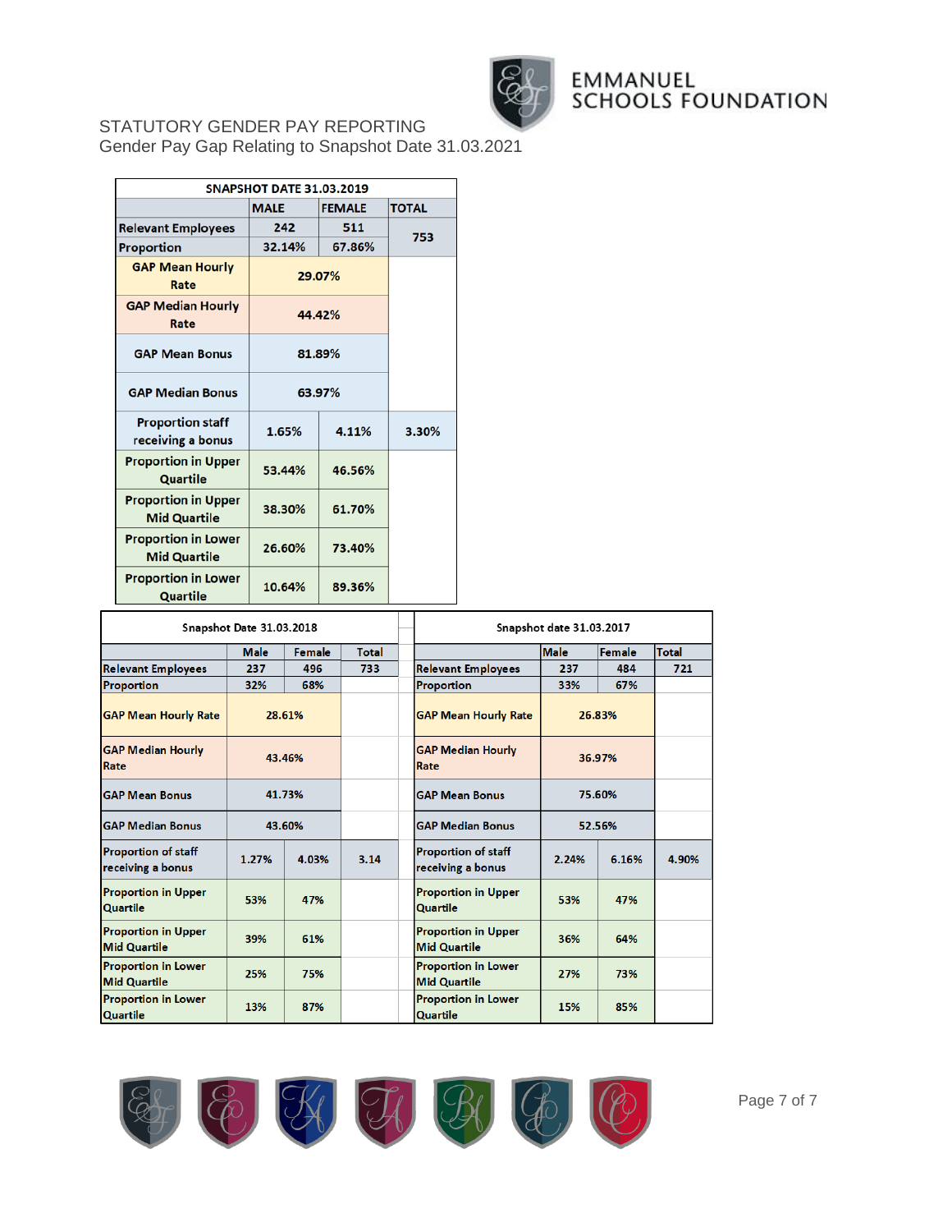EMMANUEL SCHOOLS FOUNDATION

STATUTORY GENDER PAY REPORTING

Gender Pay Gap Relating to Snapshot Date 31.03.2021

| SNAPSHOT DATE 31.03.2019 | | | |
|---|---|---|---|
| | MALE | FEMALE | TOTAL |
| Relevant Employees | 242 | 511 | 753 |
| Proportion | 32.14% | 67.86% | |
| GAP Mean Hourly Rate | 29.07% | | |
| GAP Median Hourly Rate | 44.42% | | |
| GAP Mean Bonus | 81.89% | | |
| GAP Median Bonus | 63.97% | | |
| Proportion staff receiving a bonus | 1.65% | 4.11% | 3.30% |
| Proportion in Upper Quartile | 53.44% | 46.56% | |
| Proportion in Upper Mid Quartile | 38.30% | 61.70% | |
| Proportion in Lower Mid Quartile | 26.60% | 73.40% | |
| Proportion in Lower Quartile | 10.64% | 89.36% | |

| Snapshot Date 31.03.2018 | | | |
|---|---|---|---|
| | Male | Female | Total |
| Relevant Employees | 237 | 496 | 733 |
| Proportion | 32% | 68% | |
| GAP Mean Hourly Rate | 28.61% | | |
| GAP Median Hourly Rate | 43.46% | | |
| GAP Mean Bonus | 41.73% | | |
| GAP Median Bonus | 43.60% | | |
| Proportion of staff receiving a bonus | 1.27% | 4.03% | 3.14 |
| Proportion in Upper Quartile | 53% | 47% | |
| Proportion in Upper Mid Quartile | 39% | 61% | |
| Proportion in Lower Mid Quartile | 25% | 75% | |
| Proportion in Lower Quartile | 13% | 87% | |

| Snapshot date 31.03.2017 | | | |
|---|---|---|---|
| | Male | Female | Total |
| Relevant Employees | 237 | 484 | 721 |
| Proportion | 33% | 67% | |
| GAP Mean Hourly Rate | 26.83% | | |
| GAP Median Hourly Rate | 36.97% | | |
| GAP Mean Bonus | 75.60% | | |
| GAP Median Bonus | 52.56% | | |
| Proportion of staff receiving a bonus | 2.24% | 6.16% | 4.90% |
| Proportion in Upper Quartile | 53% | 47% | |
| Proportion in Upper Mid Quartile | 36% | 64% | |
| Proportion in Lower Mid Quartile | 27% | 73% | |
| Proportion in Lower Quartile | 15% | 85% | |